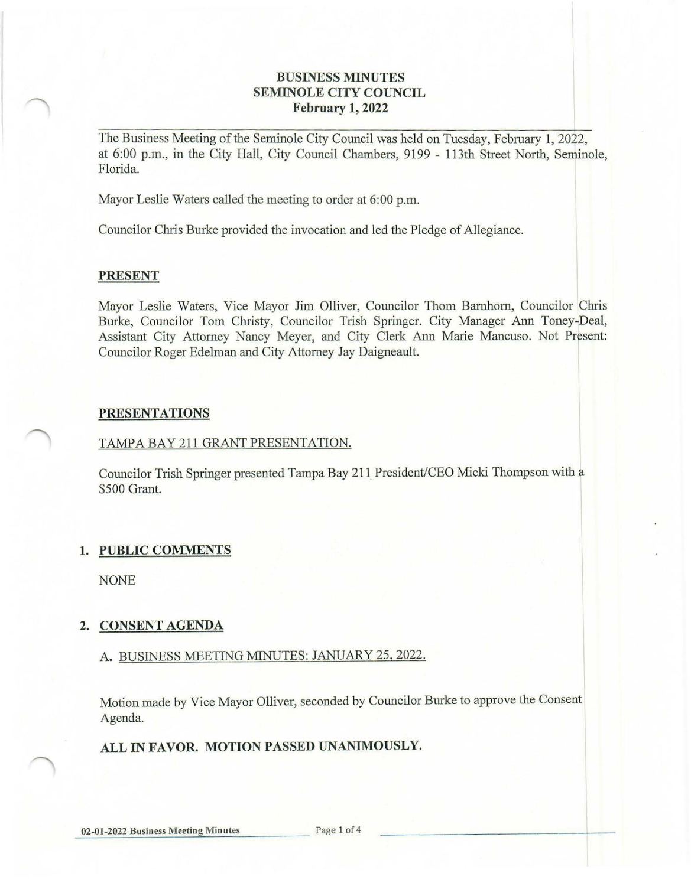# BUSINESS MINUTES
# SEMINOLE CITY COUNCIL
# February 1, 2022

The Business Meeting of the Seminole City Council was held on Tuesday, February 1, 2022, at 6:00 p.m., in the City Hall, City Council Chambers, 9199 - 113th Street North, Seminole, Florida.

Mayor Leslie Waters called the meeting to order at 6:00 p.m.

Councilor Chris Burke provided the invocation and led the Pledge of Allegiance.

## PRESENT

Mayor Leslie Waters, Vice Mayor Jim Olliver, Councilor Thom Barnhorn, Councilor Chris Burke, Councilor Tom Christy, Councilor Trish Springer. City Manager Ann Toney-Deal, Assistant City Attorney Nancy Meyer, and City Clerk Ann Marie Mancuso. Not Present: Councilor Roger Edelman and City Attorney Jay Daigneault.

## PRESENTATIONS

TAMPA BAY 211 GRANT PRESENTATION.

Councilor Trish Springer presented Tampa Bay 211 President/CEO Micki Thompson with a $500 Grant.

## 1. PUBLIC COMMENTS

NONE

## 2. CONSENT AGENDA

A. BUSINESS MEETING MINUTES: JANUARY 25, 2022.

Motion made by Vice Mayor Olliver, seconded by Councilor Burke to approve the Consent Agenda.

**ALL IN FAVOR. MOTION PASSED UNANIMOUSLY.**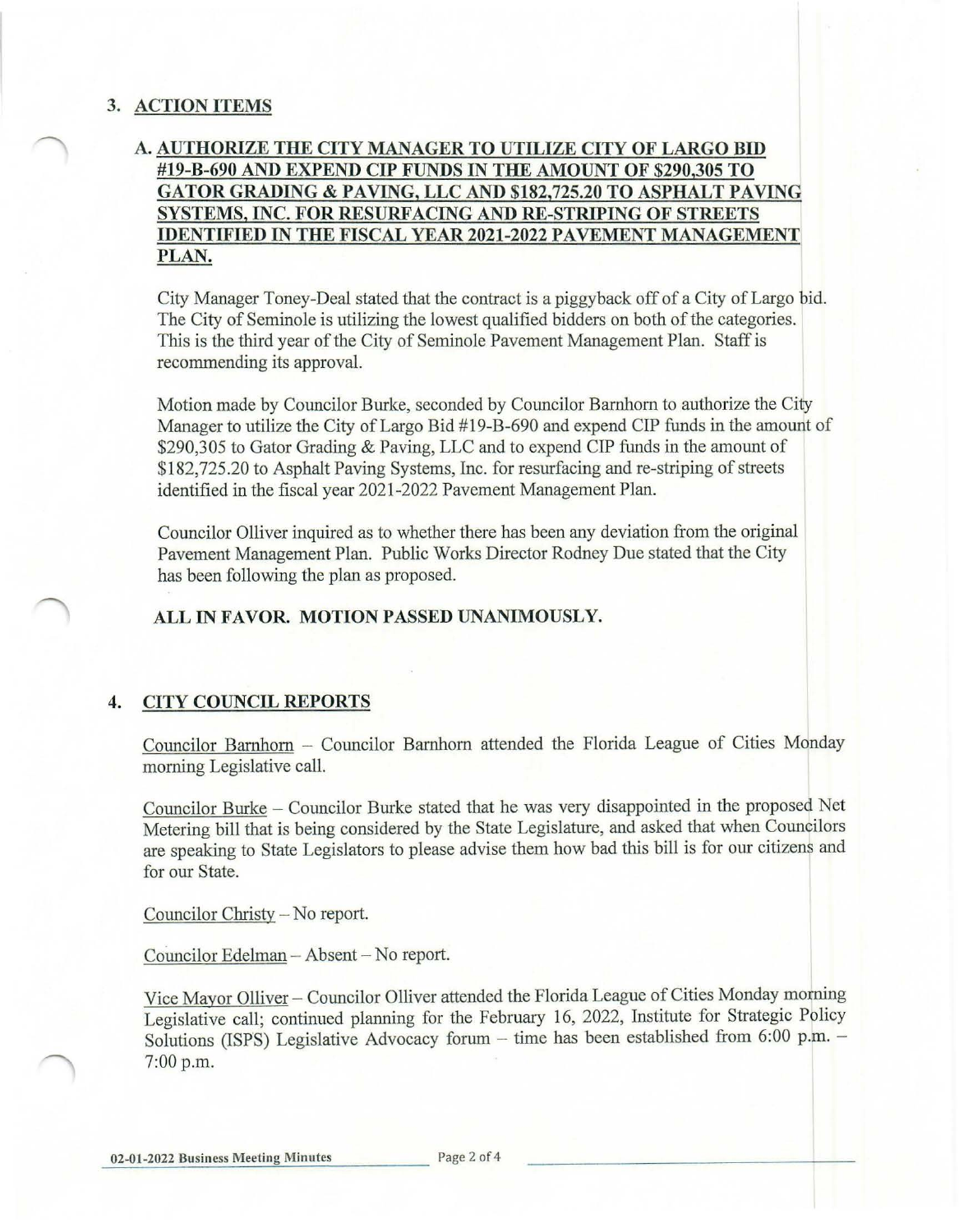## 3. ACTION ITEMS

### A. AUTHORIZE THE CITY MANAGER TO UTILIZE CITY OF LARGO BID #19-B-690 AND EXPEND CIP FUNDS IN THE AMOUNT OF $290,305 TO GATOR GRADING & PAVING, LLC AND $182,725.20 TO ASPHALT PAVING SYSTEMS, INC. FOR RESURFACING AND RE-STRIPING OF STREETS IDENTIFIED IN THE FISCAL YEAR 2021-2022 PAVEMENT MANAGEMENT PLAN.

City Manager Toney-Deal stated that the contract is a piggyback off of a City of Largo bid. The City of Seminole is utilizing the lowest qualified bidders on both of the categories. This is the third year of the City of Seminole Pavement Management Plan. Staff is recommending its approval.

Motion made by Councilor Burke, seconded by Councilor Barnhorn to authorize the City Manager to utilize the City of Largo Bid #19-B-690 and expend CIP funds in the amount of $290,305 to Gator Grading & Paving, LLC and to expend CIP funds in the amount of $182,725.20 to Asphalt Paving Systems, Inc. for resurfacing and re-striping of streets identified in the fiscal year 2021-2022 Pavement Management Plan.

Councilor Olliver inquired as to whether there has been any deviation from the original Pavement Management Plan. Public Works Director Rodney Due stated that the City has been following the plan as proposed.

**ALL IN FAVOR. MOTION PASSED UNANIMOUSLY.**

## 4. CITY COUNCIL REPORTS

Councilor Barnhorn – Councilor Barnhorn attended the Florida League of Cities Monday morning Legislative call.

Councilor Burke – Councilor Burke stated that he was very disappointed in the proposed Net Metering bill that is being considered by the State Legislature, and asked that when Councilors are speaking to State Legislators to please advise them how bad this bill is for our citizens and for our State.

Councilor Christy – No report.

Councilor Edelman – Absent – No report.

Vice Mayor Olliver – Councilor Olliver attended the Florida League of Cities Monday morning Legislative call; continued planning for the February 16, 2022, Institute for Strategic Policy Solutions (ISPS) Legislative Advocacy forum – time has been established from 6:00 p.m. – 7:00 p.m.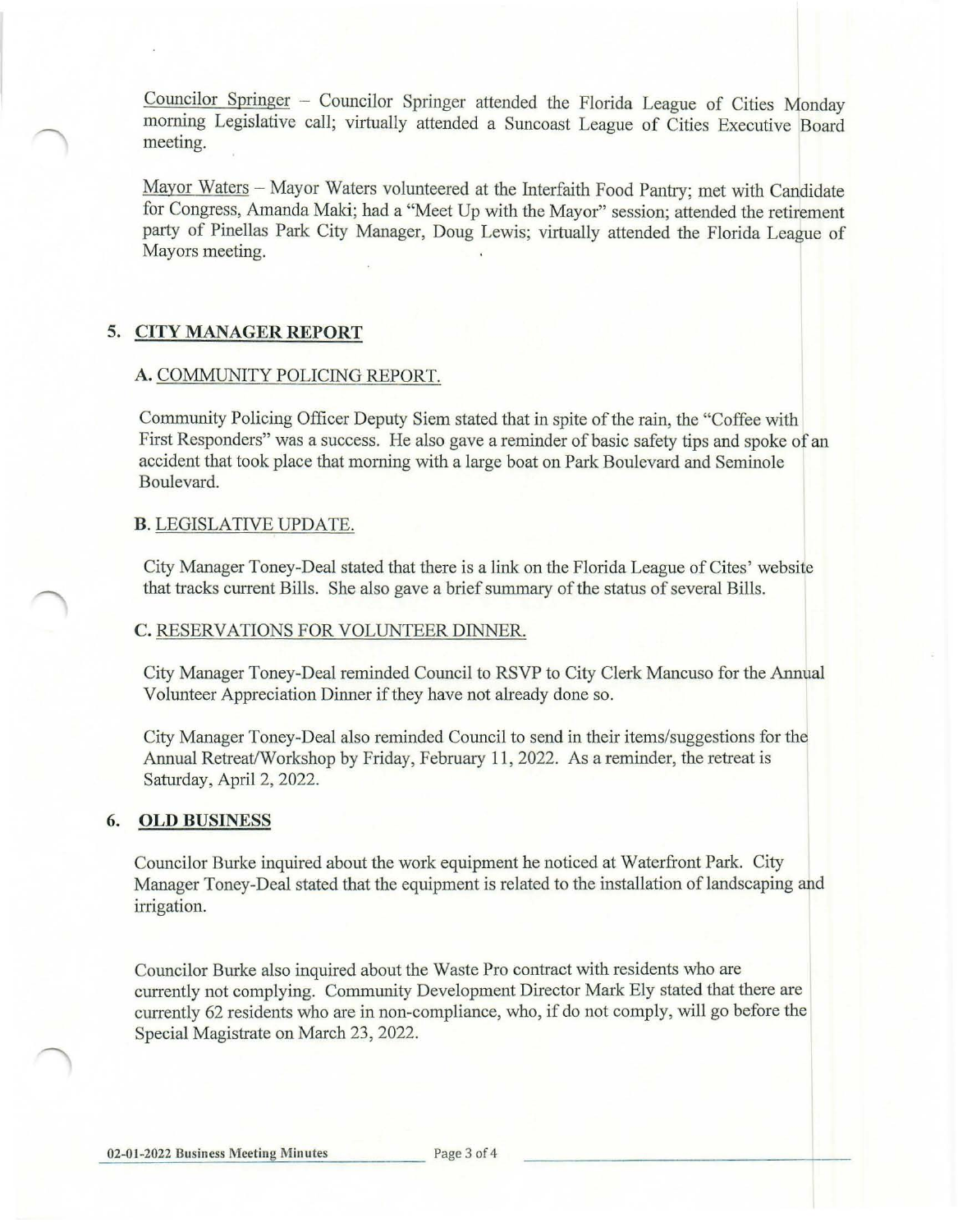Councilor Springer – Councilor Springer attended the Florida League of Cities Monday morning Legislative call; virtually attended a Suncoast League of Cities Executive Board meeting.

Mayor Waters – Mayor Waters volunteered at the Interfaith Food Pantry; met with Candidate for Congress, Amanda Maki; had a "Meet Up with the Mayor" session; attended the retirement party of Pinellas Park City Manager, Doug Lewis; virtually attended the Florida League of Mayors meeting.

## 5. CITY MANAGER REPORT

### A. COMMUNITY POLICING REPORT.

Community Policing Officer Deputy Siem stated that in spite of the rain, the "Coffee with First Responders" was a success. He also gave a reminder of basic safety tips and spoke of an accident that took place that morning with a large boat on Park Boulevard and Seminole Boulevard.

### B. LEGISLATIVE UPDATE.

City Manager Toney-Deal stated that there is a link on the Florida League of Cites' website that tracks current Bills. She also gave a brief summary of the status of several Bills.

### C. RESERVATIONS FOR VOLUNTEER DINNER.

City Manager Toney-Deal reminded Council to RSVP to City Clerk Mancuso for the Annual Volunteer Appreciation Dinner if they have not already done so.

City Manager Toney-Deal also reminded Council to send in their items/suggestions for the Annual Retreat/Workshop by Friday, February 11, 2022. As a reminder, the retreat is Saturday, April 2, 2022.

## 6. OLD BUSINESS

Councilor Burke inquired about the work equipment he noticed at Waterfront Park. City Manager Toney-Deal stated that the equipment is related to the installation of landscaping and irrigation.

Councilor Burke also inquired about the Waste Pro contract with residents who are currently not complying. Community Development Director Mark Ely stated that there are currently 62 residents who are in non-compliance, who, if do not comply, will go before the Special Magistrate on March 23, 2022.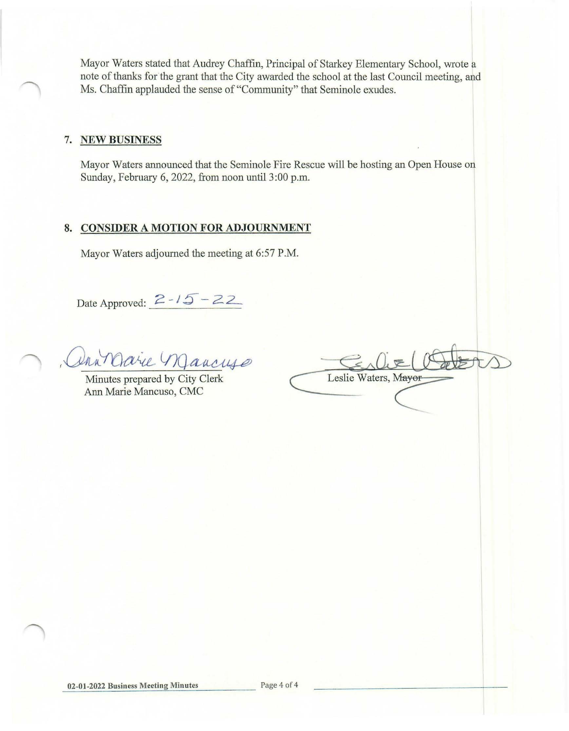Mayor Waters stated that Audrey Chaffin, Principal of Starkey Elementary School, wrote a note of thanks for the grant that the City awarded the school at the last Council meeting, and Ms. Chaffin applauded the sense of "Community" that Seminole exudes.

## 7. NEW BUSINESS

Mayor Waters announced that the Seminole Fire Rescue will be hosting an Open House on Sunday, February 6, 2022, from noon until 3:00 p.m.

## 8. CONSIDER A MOTION FOR ADJOURNMENT

Mayor Waters adjourned the meeting at 6:57 P.M.

Date Approved: 2-15-22

Ann Marie Mancuso

Minutes prepared by City Clerk
Ann Marie Mancuso, CMC

Leslie Waters

Leslie Waters, Mayor